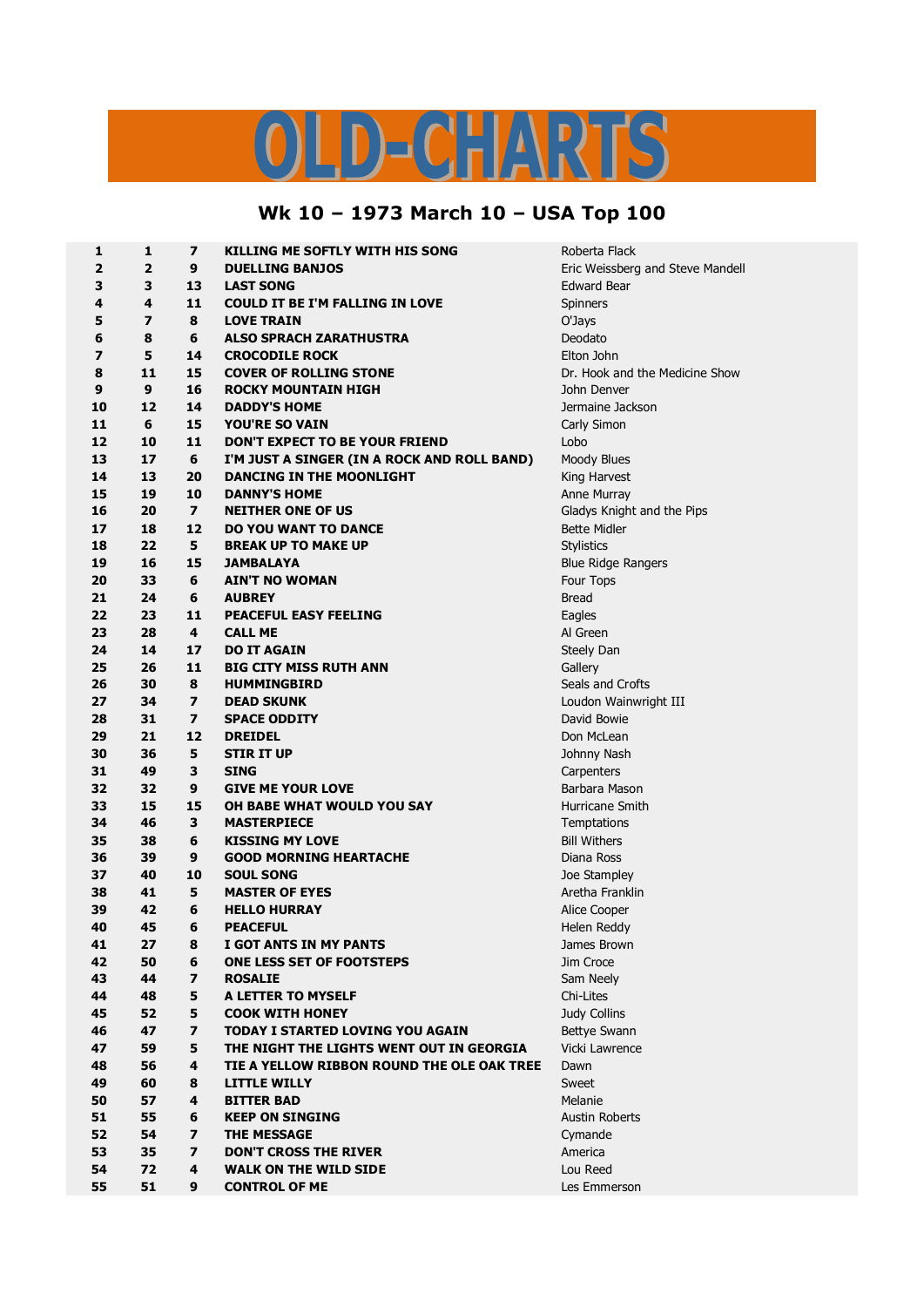# OLD-CHARTS

## Wk 10 – 1973 March 10 – USA Top 100

| | | | | |
|---|---|---|---|---|
| 1 | 1 | 7 | KILLING ME SOFTLY WITH HIS SONG | Roberta Flack |
| 2 | 2 | 9 | DUELLING BANJOS | Eric Weissberg and Steve Mandell |
| 3 | 3 | 13 | LAST SONG | Edward Bear |
| 4 | 4 | 11 | COULD IT BE I'M FALLING IN LOVE | Spinners |
| 5 | 7 | 8 | LOVE TRAIN | O'Jays |
| 6 | 8 | 6 | ALSO SPRACH ZARATHUSTRA | Deodato |
| 7 | 5 | 14 | CROCODILE ROCK | Elton John |
| 8 | 11 | 15 | COVER OF ROLLING STONE | Dr. Hook and the Medicine Show |
| 9 | 9 | 16 | ROCKY MOUNTAIN HIGH | John Denver |
| 10 | 12 | 14 | DADDY'S HOME | Jermaine Jackson |
| 11 | 6 | 15 | YOU'RE SO VAIN | Carly Simon |
| 12 | 10 | 11 | DON'T EXPECT TO BE YOUR FRIEND | Lobo |
| 13 | 17 | 6 | I'M JUST A SINGER (IN A ROCK AND ROLL BAND) | Moody Blues |
| 14 | 13 | 20 | DANCING IN THE MOONLIGHT | King Harvest |
| 15 | 19 | 10 | DANNY'S HOME | Anne Murray |
| 16 | 20 | 7 | NEITHER ONE OF US | Gladys Knight and the Pips |
| 17 | 18 | 12 | DO YOU WANT TO DANCE | Bette Midler |
| 18 | 22 | 5 | BREAK UP TO MAKE UP | Stylistics |
| 19 | 16 | 15 | JAMBALAYA | Blue Ridge Rangers |
| 20 | 33 | 6 | AIN'T NO WOMAN | Four Tops |
| 21 | 24 | 6 | AUBREY | Bread |
| 22 | 23 | 11 | PEACEFUL EASY FEELING | Eagles |
| 23 | 28 | 4 | CALL ME | Al Green |
| 24 | 14 | 17 | DO IT AGAIN | Steely Dan |
| 25 | 26 | 11 | BIG CITY MISS RUTH ANN | Gallery |
| 26 | 30 | 8 | HUMMINGBIRD | Seals and Crofts |
| 27 | 34 | 7 | DEAD SKUNK | Loudon Wainwright III |
| 28 | 31 | 7 | SPACE ODDITY | David Bowie |
| 29 | 21 | 12 | DREIDEL | Don McLean |
| 30 | 36 | 5 | STIR IT UP | Johnny Nash |
| 31 | 49 | 3 | SING | Carpenters |
| 32 | 32 | 9 | GIVE ME YOUR LOVE | Barbara Mason |
| 33 | 15 | 15 | OH BABE WHAT WOULD YOU SAY | Hurricane Smith |
| 34 | 46 | 3 | MASTERPIECE | Temptations |
| 35 | 38 | 6 | KISSING MY LOVE | Bill Withers |
| 36 | 39 | 9 | GOOD MORNING HEARTACHE | Diana Ross |
| 37 | 40 | 10 | SOUL SONG | Joe Stampley |
| 38 | 41 | 5 | MASTER OF EYES | Aretha Franklin |
| 39 | 42 | 6 | HELLO HURRAY | Alice Cooper |
| 40 | 45 | 6 | PEACEFUL | Helen Reddy |
| 41 | 27 | 8 | I GOT ANTS IN MY PANTS | James Brown |
| 42 | 50 | 6 | ONE LESS SET OF FOOTSTEPS | Jim Croce |
| 43 | 44 | 7 | ROSALIE | Sam Neely |
| 44 | 48 | 5 | A LETTER TO MYSELF | Chi-Lites |
| 45 | 52 | 5 | COOK WITH HONEY | Judy Collins |
| 46 | 47 | 7 | TODAY I STARTED LOVING YOU AGAIN | Bettye Swann |
| 47 | 59 | 5 | THE NIGHT THE LIGHTS WENT OUT IN GEORGIA | Vicki Lawrence |
| 48 | 56 | 4 | TIE A YELLOW RIBBON ROUND THE OLE OAK TREE | Dawn |
| 49 | 60 | 8 | LITTLE WILLY | Sweet |
| 50 | 57 | 4 | BITTER BAD | Melanie |
| 51 | 55 | 6 | KEEP ON SINGING | Austin Roberts |
| 52 | 54 | 7 | THE MESSAGE | Cymande |
| 53 | 35 | 7 | DON'T CROSS THE RIVER | America |
| 54 | 72 | 4 | WALK ON THE WILD SIDE | Lou Reed |
| 55 | 51 | 9 | CONTROL OF ME | Les Emmerson |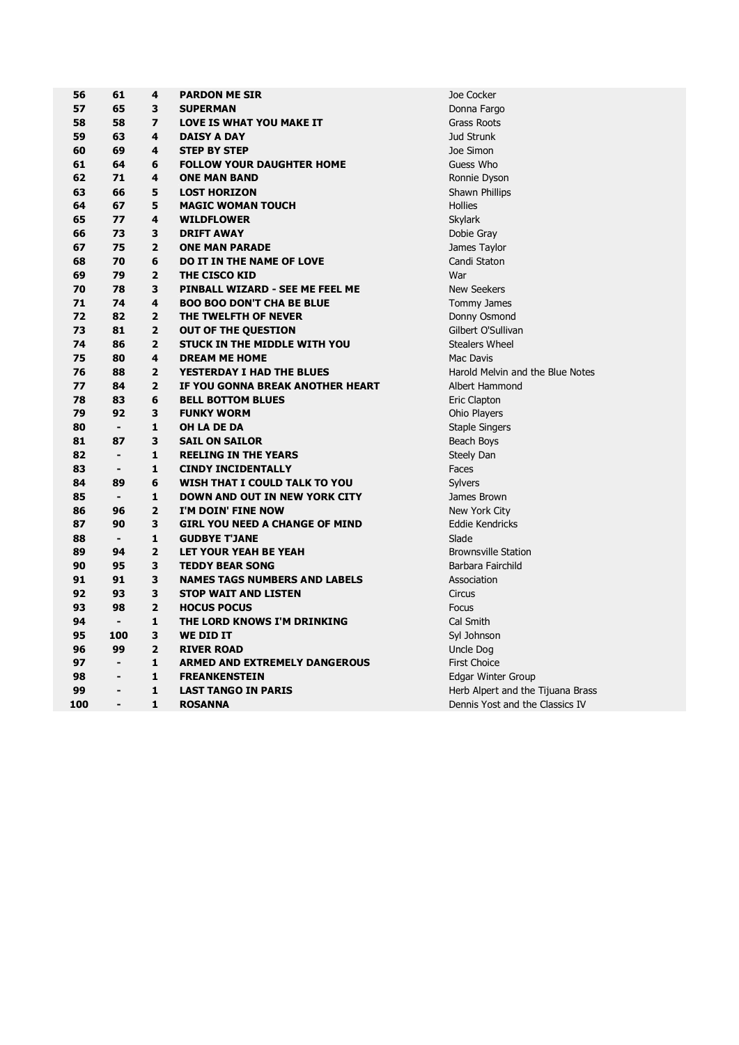| | | | | |
|---|---|---|---|---|
| 56 | 61 | 4 | **PARDON ME SIR** | Joe Cocker |
| 57 | 65 | 3 | **SUPERMAN** | Donna Fargo |
| 58 | 58 | 7 | **LOVE IS WHAT YOU MAKE IT** | Grass Roots |
| 59 | 63 | 4 | **DAISY A DAY** | Jud Strunk |
| 60 | 69 | 4 | **STEP BY STEP** | Joe Simon |
| 61 | 64 | 6 | **FOLLOW YOUR DAUGHTER HOME** | Guess Who |
| 62 | 71 | 4 | **ONE MAN BAND** | Ronnie Dyson |
| 63 | 66 | 5 | **LOST HORIZON** | Shawn Phillips |
| 64 | 67 | 5 | **MAGIC WOMAN TOUCH** | Hollies |
| 65 | 77 | 4 | **WILDFLOWER** | Skylark |
| 66 | 73 | 3 | **DRIFT AWAY** | Dobie Gray |
| 67 | 75 | 2 | **ONE MAN PARADE** | James Taylor |
| 68 | 70 | 6 | **DO IT IN THE NAME OF LOVE** | Candi Staton |
| 69 | 79 | 2 | **THE CISCO KID** | War |
| 70 | 78 | 3 | **PINBALL WIZARD - SEE ME FEEL ME** | New Seekers |
| 71 | 74 | 4 | **BOO BOO DON'T CHA BE BLUE** | Tommy James |
| 72 | 82 | 2 | **THE TWELFTH OF NEVER** | Donny Osmond |
| 73 | 81 | 2 | **OUT OF THE QUESTION** | Gilbert O'Sullivan |
| 74 | 86 | 2 | **STUCK IN THE MIDDLE WITH YOU** | Stealers Wheel |
| 75 | 80 | 4 | **DREAM ME HOME** | Mac Davis |
| 76 | 88 | 2 | **YESTERDAY I HAD THE BLUES** | Harold Melvin and the Blue Notes |
| 77 | 84 | 2 | **IF YOU GONNA BREAK ANOTHER HEART** | Albert Hammond |
| 78 | 83 | 6 | **BELL BOTTOM BLUES** | Eric Clapton |
| 79 | 92 | 3 | **FUNKY WORM** | Ohio Players |
| 80 | - | 1 | **OH LA DE DA** | Staple Singers |
| 81 | 87 | 3 | **SAIL ON SAILOR** | Beach Boys |
| 82 | - | 1 | **REELING IN THE YEARS** | Steely Dan |
| 83 | - | 1 | **CINDY INCIDENTALLY** | Faces |
| 84 | 89 | 6 | **WISH THAT I COULD TALK TO YOU** | Sylvers |
| 85 | - | 1 | **DOWN AND OUT IN NEW YORK CITY** | James Brown |
| 86 | 96 | 2 | **I'M DOIN' FINE NOW** | New York City |
| 87 | 90 | 3 | **GIRL YOU NEED A CHANGE OF MIND** | Eddie Kendricks |
| 88 | - | 1 | **GUDBYE T'JANE** | Slade |
| 89 | 94 | 2 | **LET YOUR YEAH BE YEAH** | Brownsville Station |
| 90 | 95 | 3 | **TEDDY BEAR SONG** | Barbara Fairchild |
| 91 | 91 | 3 | **NAMES TAGS NUMBERS AND LABELS** | Association |
| 92 | 93 | 3 | **STOP WAIT AND LISTEN** | Circus |
| 93 | 98 | 2 | **HOCUS POCUS** | Focus |
| 94 | - | 1 | **THE LORD KNOWS I'M DRINKING** | Cal Smith |
| 95 | 100 | 3 | **WE DID IT** | Syl Johnson |
| 96 | 99 | 2 | **RIVER ROAD** | Uncle Dog |
| 97 | - | 1 | **ARMED AND EXTREMELY DANGEROUS** | First Choice |
| 98 | - | 1 | **FREANKENSTEIN** | Edgar Winter Group |
| 99 | - | 1 | **LAST TANGO IN PARIS** | Herb Alpert and the Tijuana Brass |
| 100 | - | 1 | **ROSANNA** | Dennis Yost and the Classics IV |